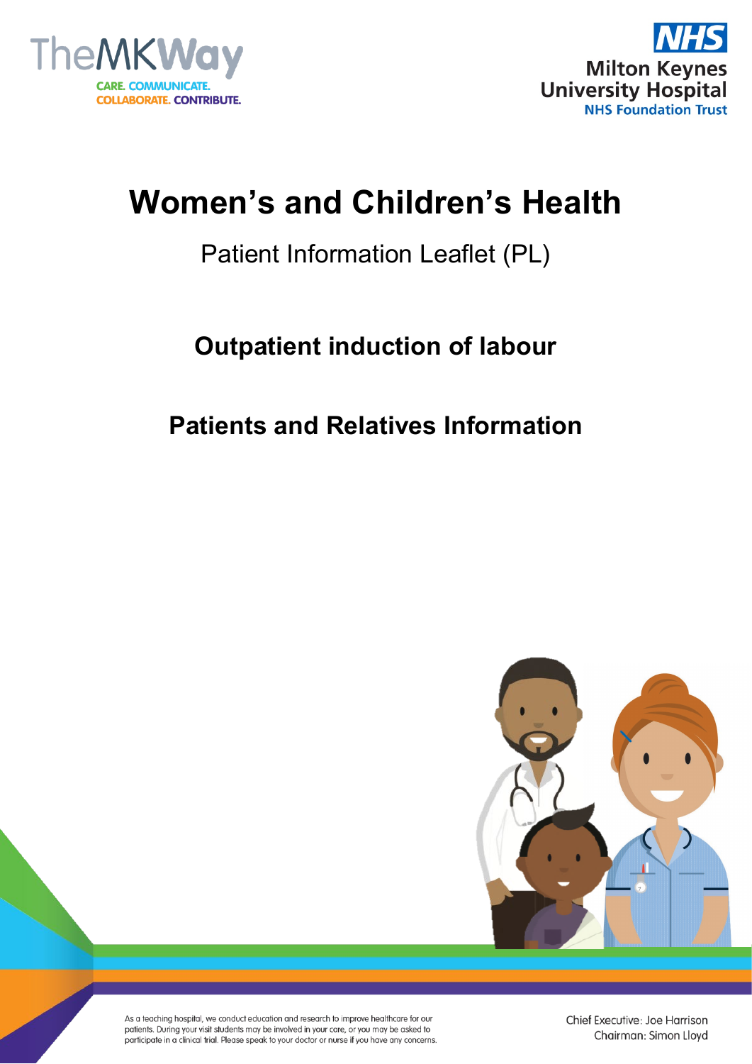TheMKWay

CARE. COMMUNICATE. COLLABORATE. CONTRIBUTE.

NHS Milton Keynes University Hospital NHS Foundation Trust

# Women's and Children's Health

Patient Information Leaflet (PL)

## Outpatient induction of labour

## Patients and Relatives Information

As a teaching hospital, we conduct education and research to improve healthcare for our patients. During your visit students may be involved in your care, or you may be asked to participate in a clinical trial. Please speak to your doctor or nurse if you have any concerns.

Chief Executive: Joe Harrison
Chairman: Simon Lloyd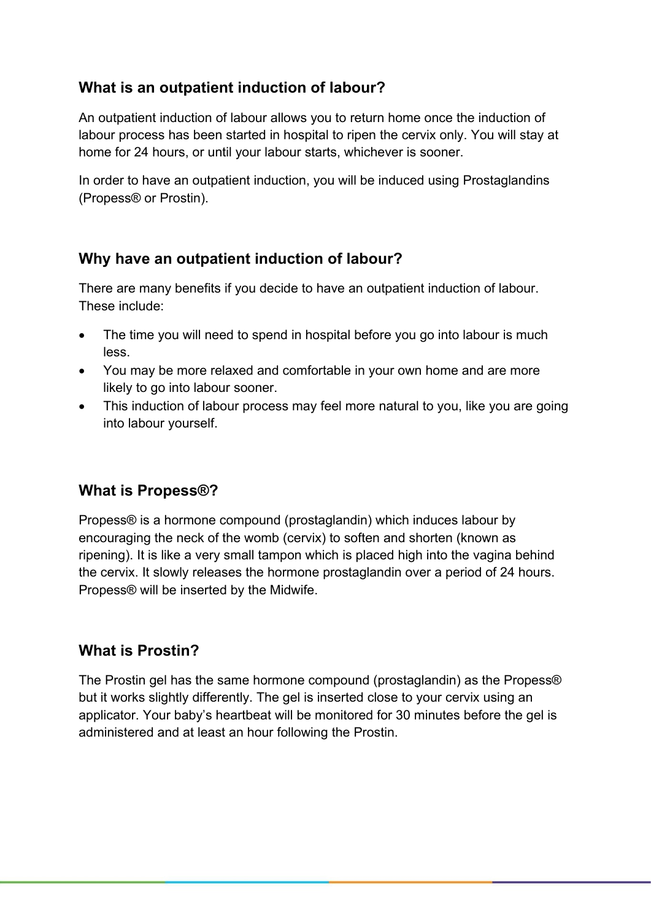## What is an outpatient induction of labour?

An outpatient induction of labour allows you to return home once the induction of labour process has been started in hospital to ripen the cervix only. You will stay at home for 24 hours, or until your labour starts, whichever is sooner.

In order to have an outpatient induction, you will be induced using Prostaglandins (Propess® or Prostin).

## Why have an outpatient induction of labour?

There are many benefits if you decide to have an outpatient induction of labour. These include:

- The time you will need to spend in hospital before you go into labour is much less.
- You may be more relaxed and comfortable in your own home and are more likely to go into labour sooner.
- This induction of labour process may feel more natural to you, like you are going into labour yourself.

## What is Propess®?

Propess® is a hormone compound (prostaglandin) which induces labour by encouraging the neck of the womb (cervix) to soften and shorten (known as ripening). It is like a very small tampon which is placed high into the vagina behind the cervix. It slowly releases the hormone prostaglandin over a period of 24 hours. Propess® will be inserted by the Midwife.

## What is Prostin?

The Prostin gel has the same hormone compound (prostaglandin) as the Propess® but it works slightly differently. The gel is inserted close to your cervix using an applicator. Your baby's heartbeat will be monitored for 30 minutes before the gel is administered and at least an hour following the Prostin.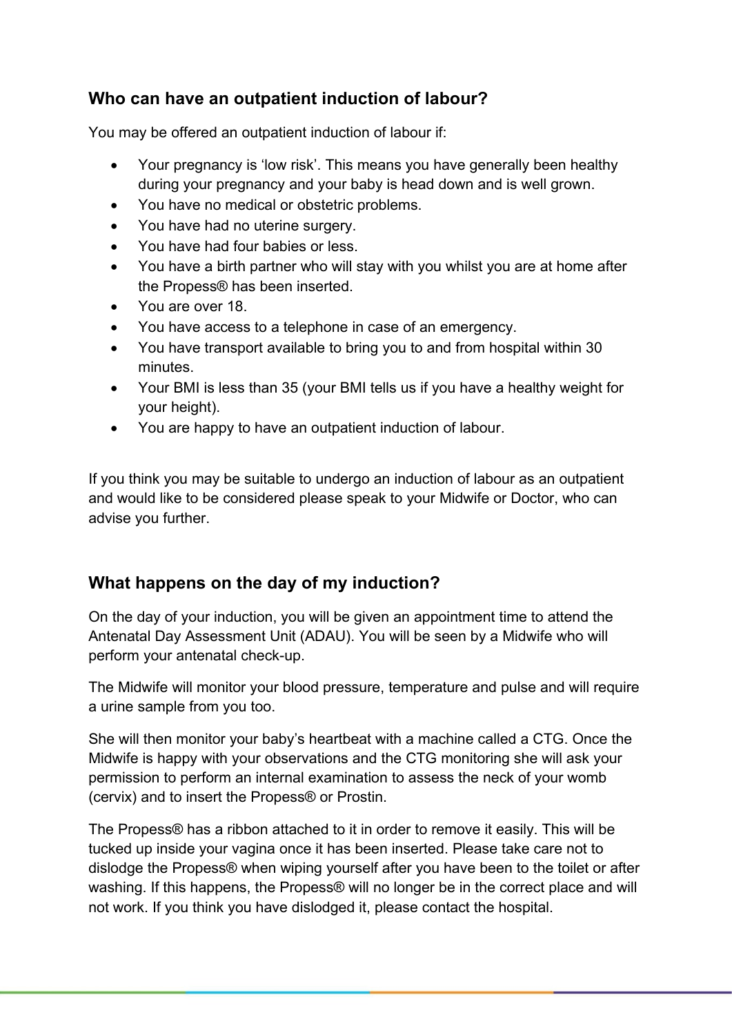## Who can have an outpatient induction of labour?

You may be offered an outpatient induction of labour if:

- Your pregnancy is 'low risk'. This means you have generally been healthy during your pregnancy and your baby is head down and is well grown.
- You have no medical or obstetric problems.
- You have had no uterine surgery.
- You have had four babies or less.
- You have a birth partner who will stay with you whilst you are at home after the Propess® has been inserted.
- You are over 18.
- You have access to a telephone in case of an emergency.
- You have transport available to bring you to and from hospital within 30 minutes.
- Your BMI is less than 35 (your BMI tells us if you have a healthy weight for your height).
- You are happy to have an outpatient induction of labour.

If you think you may be suitable to undergo an induction of labour as an outpatient and would like to be considered please speak to your Midwife or Doctor, who can advise you further.

## What happens on the day of my induction?

On the day of your induction, you will be given an appointment time to attend the Antenatal Day Assessment Unit (ADAU). You will be seen by a Midwife who will perform your antenatal check-up.

The Midwife will monitor your blood pressure, temperature and pulse and will require a urine sample from you too.

She will then monitor your baby's heartbeat with a machine called a CTG. Once the Midwife is happy with your observations and the CTG monitoring she will ask your permission to perform an internal examination to assess the neck of your womb (cervix) and to insert the Propess® or Prostin.

The Propess® has a ribbon attached to it in order to remove it easily. This will be tucked up inside your vagina once it has been inserted. Please take care not to dislodge the Propess® when wiping yourself after you have been to the toilet or after washing. If this happens, the Propess® will no longer be in the correct place and will not work. If you think you have dislodged it, please contact the hospital.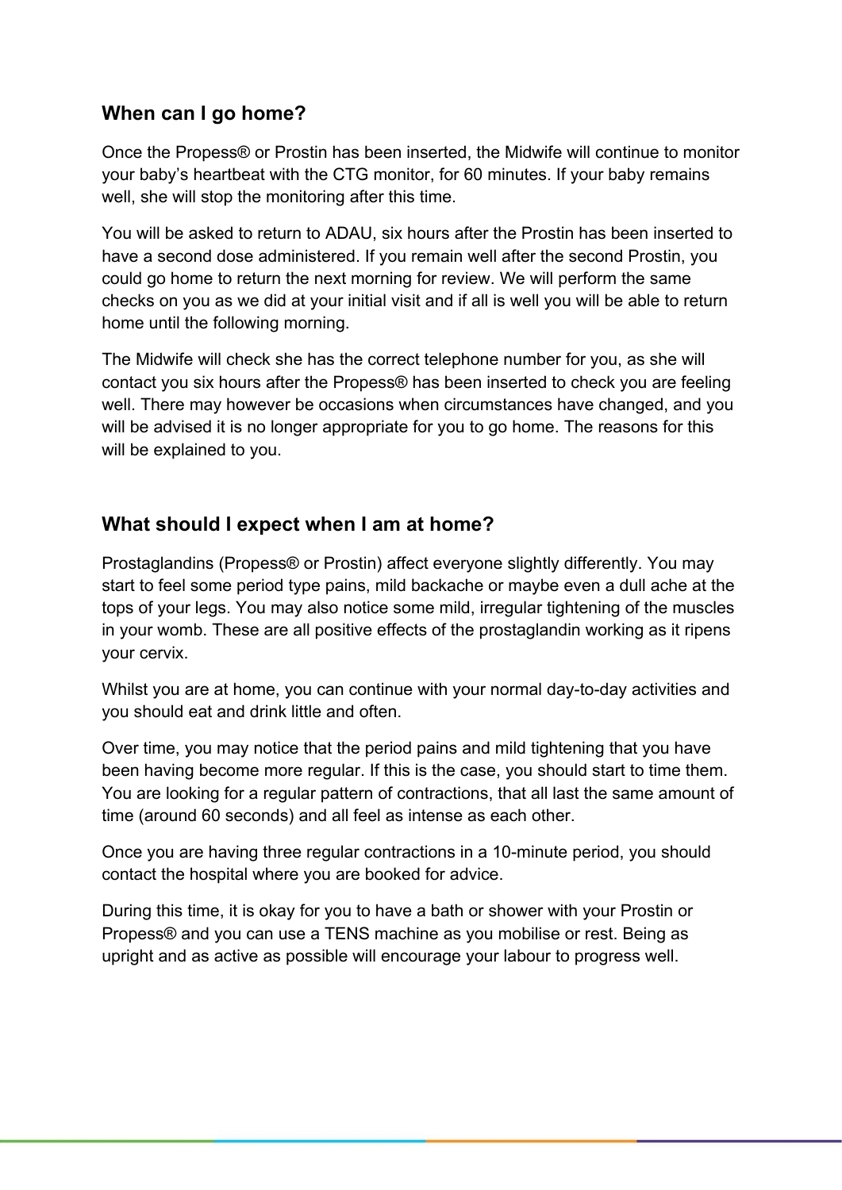## When can I go home?

Once the Propess® or Prostin has been inserted, the Midwife will continue to monitor your baby's heartbeat with the CTG monitor, for 60 minutes. If your baby remains well, she will stop the monitoring after this time.

You will be asked to return to ADAU, six hours after the Prostin has been inserted to have a second dose administered. If you remain well after the second Prostin, you could go home to return the next morning for review. We will perform the same checks on you as we did at your initial visit and if all is well you will be able to return home until the following morning.

The Midwife will check she has the correct telephone number for you, as she will contact you six hours after the Propess® has been inserted to check you are feeling well. There may however be occasions when circumstances have changed, and you will be advised it is no longer appropriate for you to go home. The reasons for this will be explained to you.

## What should I expect when I am at home?

Prostaglandins (Propess® or Prostin) affect everyone slightly differently. You may start to feel some period type pains, mild backache or maybe even a dull ache at the tops of your legs. You may also notice some mild, irregular tightening of the muscles in your womb. These are all positive effects of the prostaglandin working as it ripens your cervix.

Whilst you are at home, you can continue with your normal day-to-day activities and you should eat and drink little and often.

Over time, you may notice that the period pains and mild tightening that you have been having become more regular. If this is the case, you should start to time them. You are looking for a regular pattern of contractions, that all last the same amount of time (around 60 seconds) and all feel as intense as each other.

Once you are having three regular contractions in a 10-minute period, you should contact the hospital where you are booked for advice.

During this time, it is okay for you to have a bath or shower with your Prostin or Propess® and you can use a TENS machine as you mobilise or rest. Being as upright and as active as possible will encourage your labour to progress well.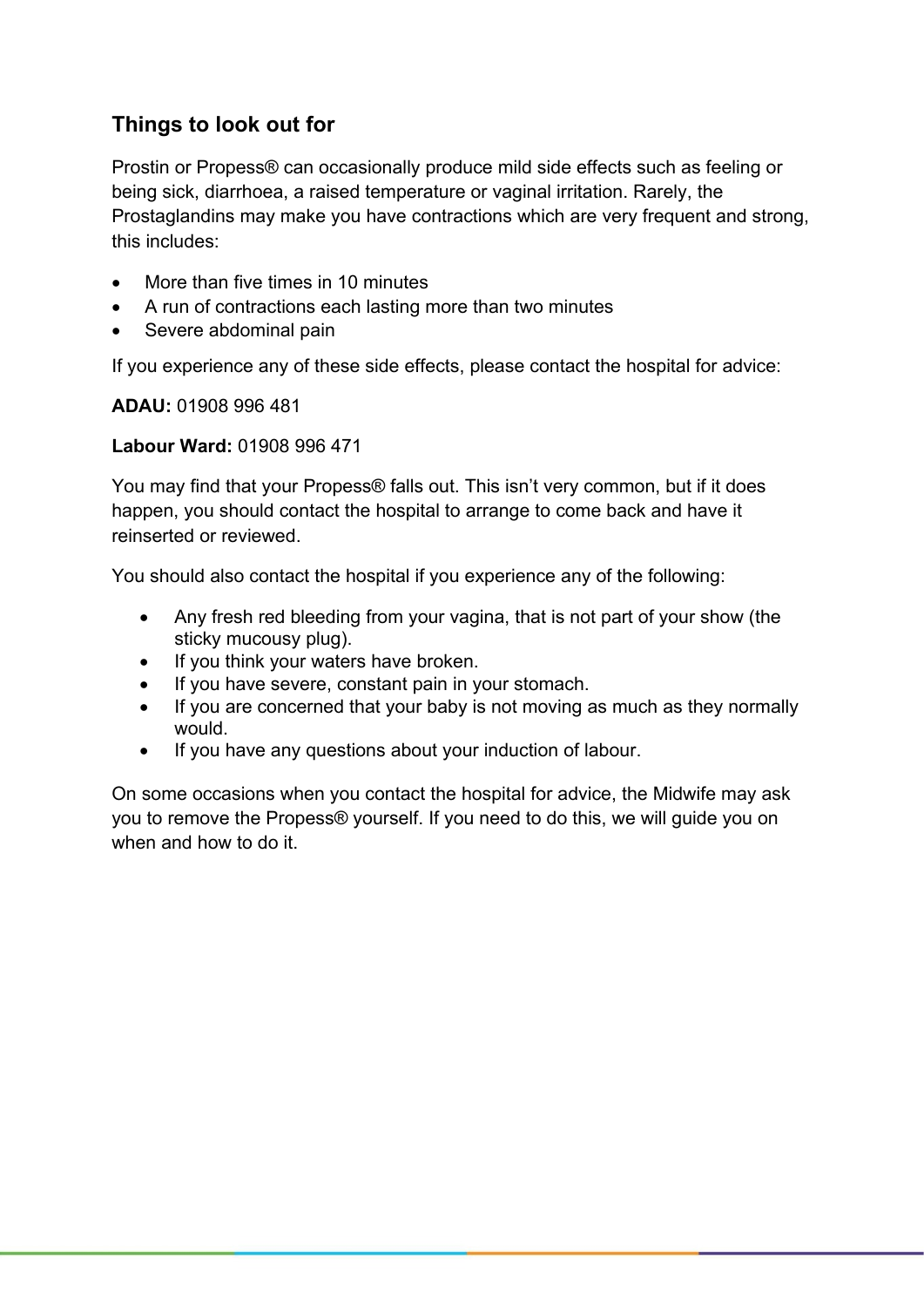## Things to look out for

Prostin or Propess® can occasionally produce mild side effects such as feeling or being sick, diarrhoea, a raised temperature or vaginal irritation. Rarely, the Prostaglandins may make you have contractions which are very frequent and strong, this includes:

- More than five times in 10 minutes
- A run of contractions each lasting more than two minutes
- Severe abdominal pain

If you experience any of these side effects, please contact the hospital for advice:

**ADAU:** 01908 996 481

**Labour Ward:** 01908 996 471

You may find that your Propess® falls out. This isn't very common, but if it does happen, you should contact the hospital to arrange to come back and have it reinserted or reviewed.

You should also contact the hospital if you experience any of the following:

- Any fresh red bleeding from your vagina, that is not part of your show (the sticky mucousy plug).
- If you think your waters have broken.
- If you have severe, constant pain in your stomach.
- If you are concerned that your baby is not moving as much as they normally would.
- If you have any questions about your induction of labour.

On some occasions when you contact the hospital for advice, the Midwife may ask you to remove the Propess® yourself. If you need to do this, we will guide you on when and how to do it.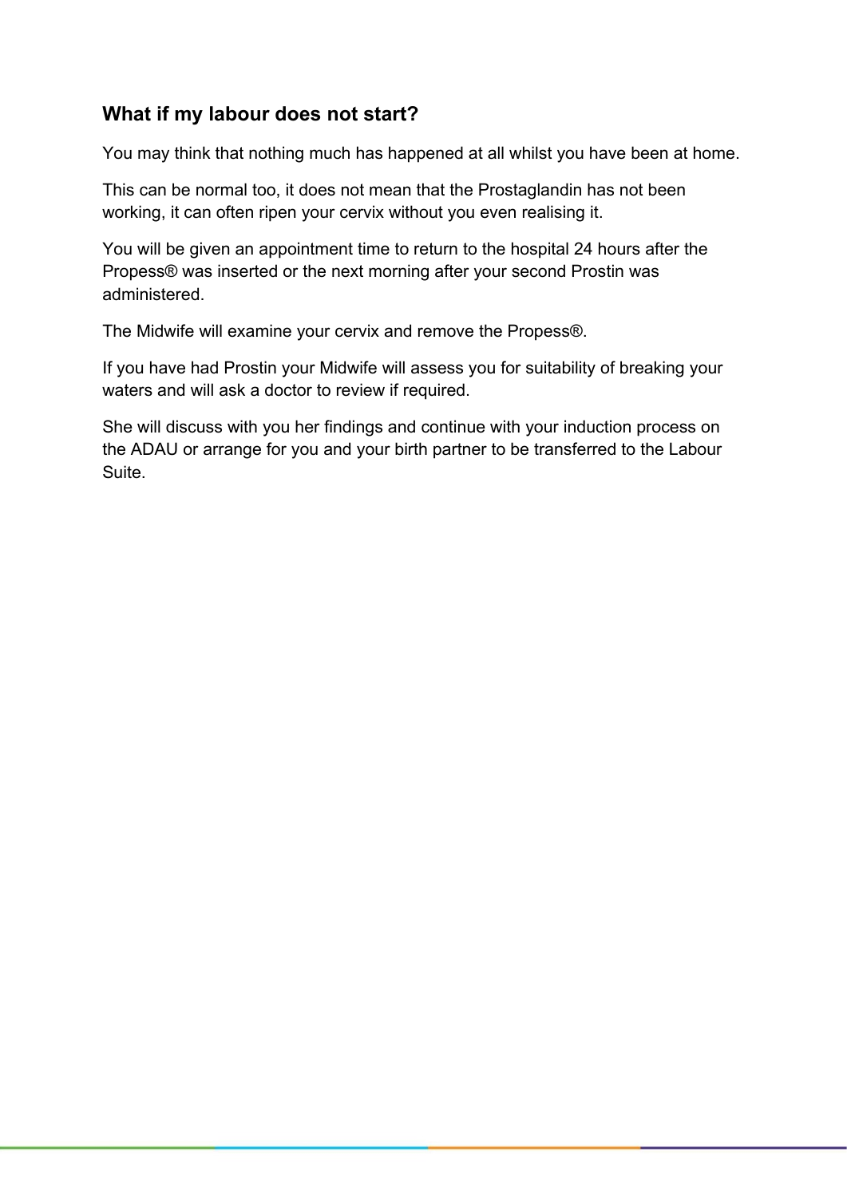## What if my labour does not start?

You may think that nothing much has happened at all whilst you have been at home.

This can be normal too, it does not mean that the Prostaglandin has not been working, it can often ripen your cervix without you even realising it.

You will be given an appointment time to return to the hospital 24 hours after the Propess® was inserted or the next morning after your second Prostin was administered.

The Midwife will examine your cervix and remove the Propess®.

If you have had Prostin your Midwife will assess you for suitability of breaking your waters and will ask a doctor to review if required.

She will discuss with you her findings and continue with your induction process on the ADAU or arrange for you and your birth partner to be transferred to the Labour Suite.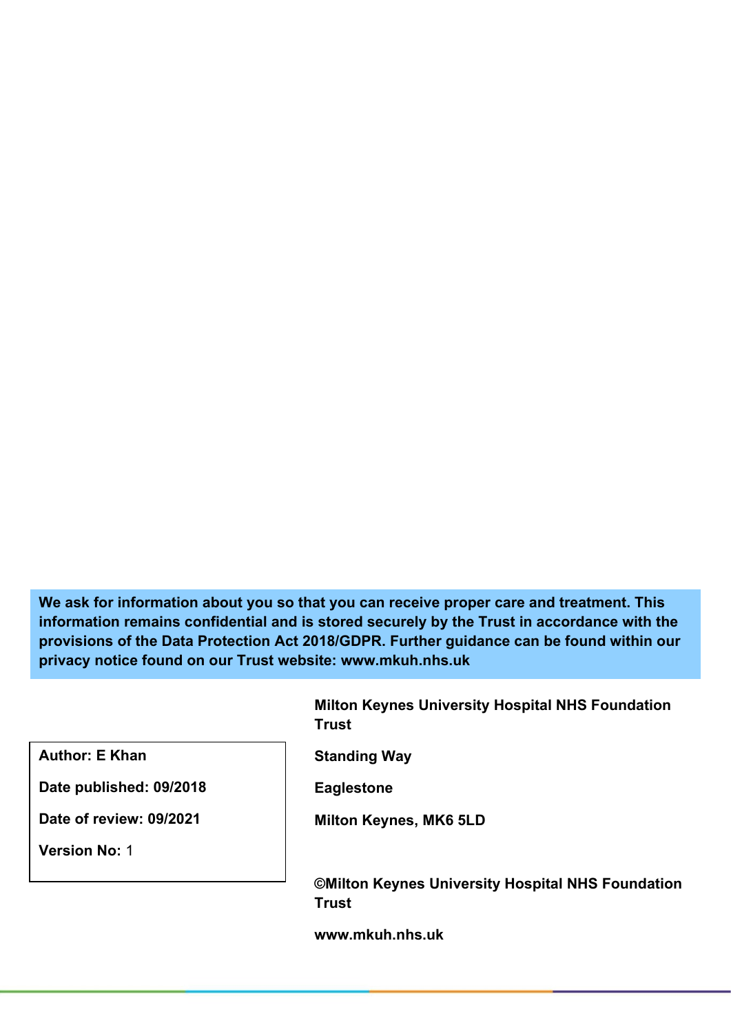**We ask for information about you so that you can receive proper care and treatment. This information remains confidential and is stored securely by the Trust in accordance with the provisions of the Data Protection Act 2018/GDPR. Further guidance can be found within our privacy notice found on our Trust website: www.mkuh.nhs.uk**

**Author: E Khan**

**Date published: 09/2018**

**Date of review: 09/2021**

**Version No:** 1

**Milton Keynes University Hospital NHS Foundation Trust**

**Standing Way**

**Eaglestone**

**Milton Keynes, MK6 5LD**

**©Milton Keynes University Hospital NHS Foundation Trust**

**www.mkuh.nhs.uk**